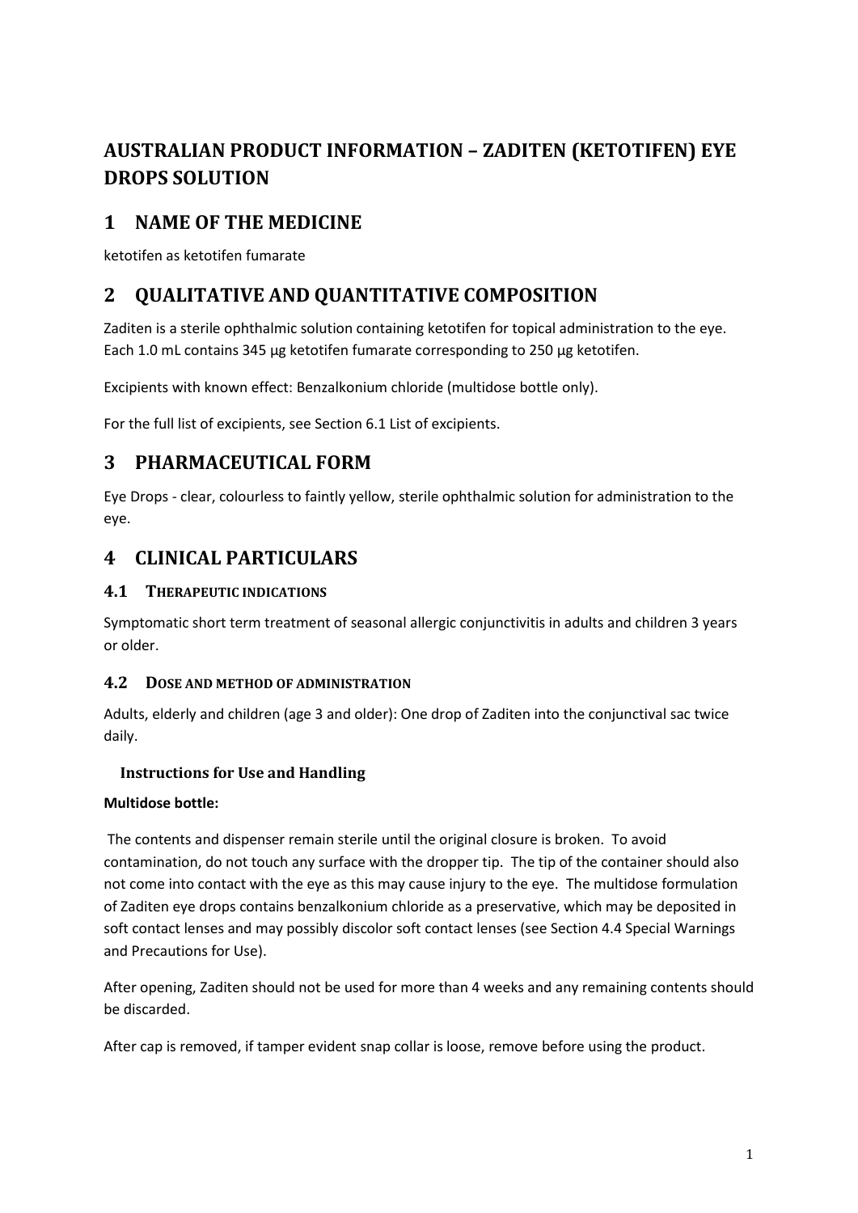# AUSTRALIAN PRODUCT INFORMATION – ZADITEN (KETOTIFEN) EYE DROPS SOLUTION

## 1 NAME OF THE MEDICINE

ketotifen as ketotifen fumarate

## 2 QUALITATIVE AND QUANTITATIVE COMPOSITION

Zaditen is a sterile ophthalmic solution containing ketotifen for topical administration to the eye. Each 1.0 mL contains 345 µg ketotifen fumarate corresponding to 250 µg ketotifen.

Excipients with known effect: Benzalkonium chloride (multidose bottle only).

For the full list of excipients, see Section 6.1 List of excipients.

## 3 PHARMACEUTICAL FORM

Eye Drops - clear, colourless to faintly yellow, sterile ophthalmic solution for administration to the eye.

## 4 CLINICAL PARTICULARS

### 4.1 THERAPEUTIC INDICATIONS

Symptomatic short term treatment of seasonal allergic conjunctivitis in adults and children 3 years or older.

### 4.2 DOSE AND METHOD OF ADMINISTRATION

Adults, elderly and children (age 3 and older): One drop of Zaditen into the conjunctival sac twice daily.

#### Instructions for Use and Handling

**Multidose bottle:**

The contents and dispenser remain sterile until the original closure is broken. To avoid contamination, do not touch any surface with the dropper tip. The tip of the container should also not come into contact with the eye as this may cause injury to the eye. The multidose formulation of Zaditen eye drops contains benzalkonium chloride as a preservative, which may be deposited in soft contact lenses and may possibly discolor soft contact lenses (see Section 4.4 Special Warnings and Precautions for Use).

After opening, Zaditen should not be used for more than 4 weeks and any remaining contents should be discarded.

After cap is removed, if tamper evident snap collar is loose, remove before using the product.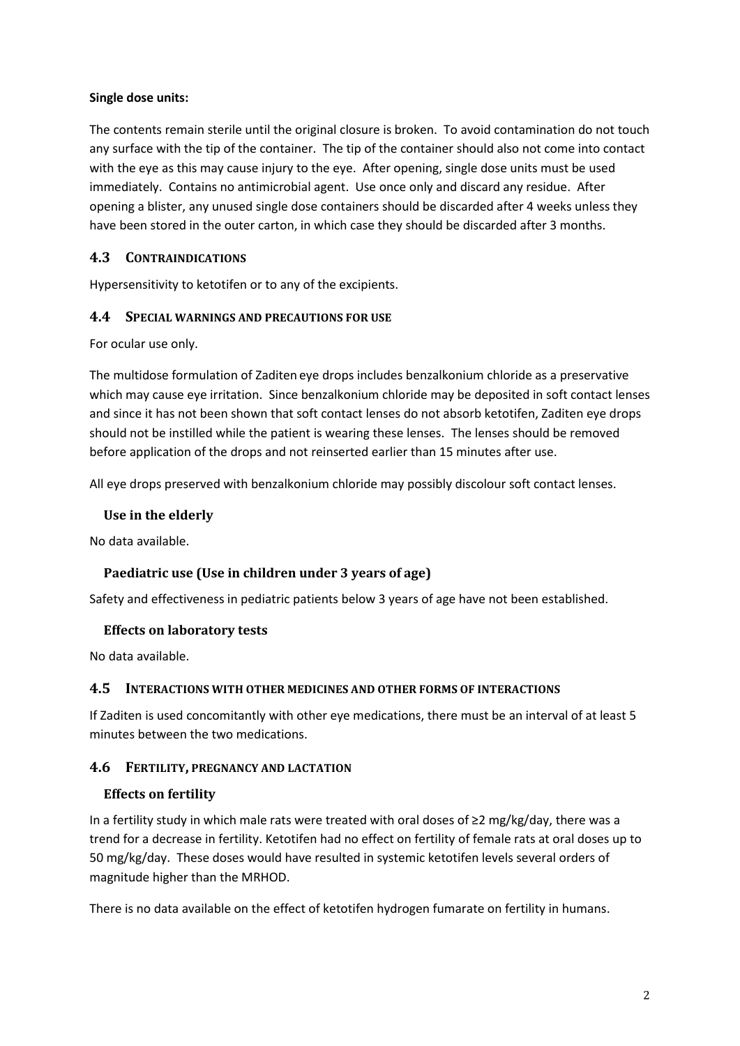**Single dose units:**

The contents remain sterile until the original closure is broken. To avoid contamination do not touch any surface with the tip of the container. The tip of the container should also not come into contact with the eye as this may cause injury to the eye. After opening, single dose units must be used immediately. Contains no antimicrobial agent. Use once only and discard any residue. After opening a blister, any unused single dose containers should be discarded after 4 weeks unless they have been stored in the outer carton, in which case they should be discarded after 3 months.

## 4.3 CONTRAINDICATIONS

Hypersensitivity to ketotifen or to any of the excipients.

## 4.4 SPECIAL WARNINGS AND PRECAUTIONS FOR USE

For ocular use only.

The multidose formulation of Zaditen eye drops includes benzalkonium chloride as a preservative which may cause eye irritation. Since benzalkonium chloride may be deposited in soft contact lenses and since it has not been shown that soft contact lenses do not absorb ketotifen, Zaditen eye drops should not be instilled while the patient is wearing these lenses. The lenses should be removed before application of the drops and not reinserted earlier than 15 minutes after use.

All eye drops preserved with benzalkonium chloride may possibly discolour soft contact lenses.

### Use in the elderly

No data available.

### Paediatric use (Use in children under 3 years of age)

Safety and effectiveness in pediatric patients below 3 years of age have not been established.

### Effects on laboratory tests

No data available.

## 4.5 INTERACTIONS WITH OTHER MEDICINES AND OTHER FORMS OF INTERACTIONS

If Zaditen is used concomitantly with other eye medications, there must be an interval of at least 5 minutes between the two medications.

## 4.6 FERTILITY, PREGNANCY AND LACTATION

### Effects on fertility

In a fertility study in which male rats were treated with oral doses of ≥2 mg/kg/day, there was a trend for a decrease in fertility. Ketotifen had no effect on fertility of female rats at oral doses up to 50 mg/kg/day. These doses would have resulted in systemic ketotifen levels several orders of magnitude higher than the MRHOD.

There is no data available on the effect of ketotifen hydrogen fumarate on fertility in humans.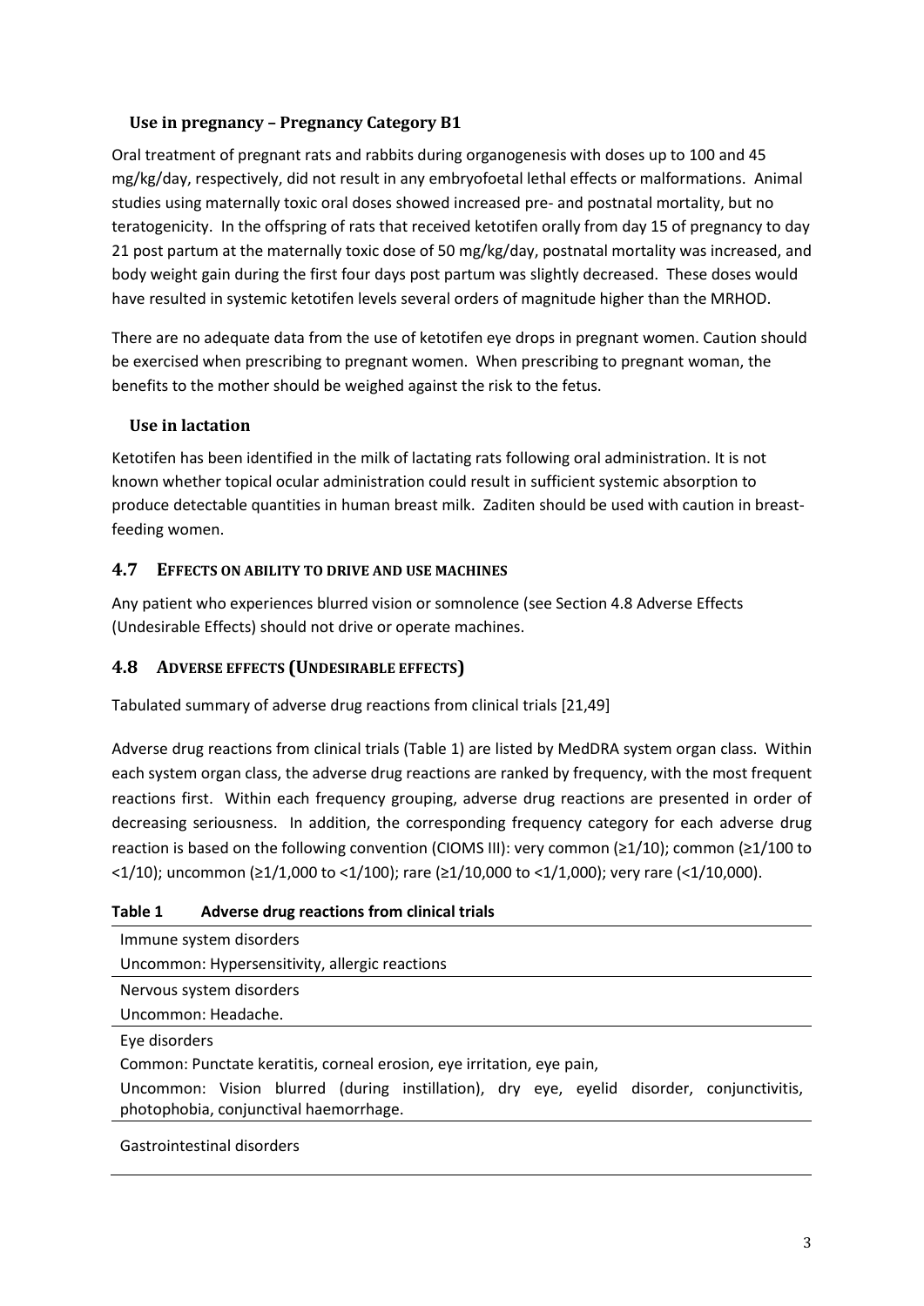### Use in pregnancy – Pregnancy Category B1

Oral treatment of pregnant rats and rabbits during organogenesis with doses up to 100 and 45 mg/kg/day, respectively, did not result in any embryofoetal lethal effects or malformations. Animal studies using maternally toxic oral doses showed increased pre- and postnatal mortality, but no teratogenicity. In the offspring of rats that received ketotifen orally from day 15 of pregnancy to day 21 post partum at the maternally toxic dose of 50 mg/kg/day, postnatal mortality was increased, and body weight gain during the first four days post partum was slightly decreased. These doses would have resulted in systemic ketotifen levels several orders of magnitude higher than the MRHOD.

There are no adequate data from the use of ketotifen eye drops in pregnant women. Caution should be exercised when prescribing to pregnant women. When prescribing to pregnant woman, the benefits to the mother should be weighed against the risk to the fetus.

### Use in lactation

Ketotifen has been identified in the milk of lactating rats following oral administration. It is not known whether topical ocular administration could result in sufficient systemic absorption to produce detectable quantities in human breast milk. Zaditen should be used with caution in breast-feeding women.

## 4.7 Effects on ability to drive and use machines

Any patient who experiences blurred vision or somnolence (see Section 4.8 Adverse Effects (Undesirable Effects) should not drive or operate machines.

## 4.8 Adverse effects (Undesirable effects)

Tabulated summary of adverse drug reactions from clinical trials [21,49]

Adverse drug reactions from clinical trials (Table 1) are listed by MedDRA system organ class. Within each system organ class, the adverse drug reactions are ranked by frequency, with the most frequent reactions first. Within each frequency grouping, adverse drug reactions are presented in order of decreasing seriousness. In addition, the corresponding frequency category for each adverse drug reaction is based on the following convention (CIOMS III): very common (≥1/10); common (≥1/100 to <1/10); uncommon (≥1/1,000 to <1/100); rare (≥1/10,000 to <1/1,000); very rare (<1/10,000).

**Table 1 Adverse drug reactions from clinical trials**

| |
|---|
| Immune system disorders<br>Uncommon: Hypersensitivity, allergic reactions |
| Nervous system disorders<br>Uncommon: Headache. |
| Eye disorders<br>Common: Punctate keratitis, corneal erosion, eye irritation, eye pain,<br>Uncommon: Vision blurred (during instillation), dry eye, eyelid disorder, conjunctivitis, photophobia, conjunctival haemorrhage. |
| Gastrointestinal disorders |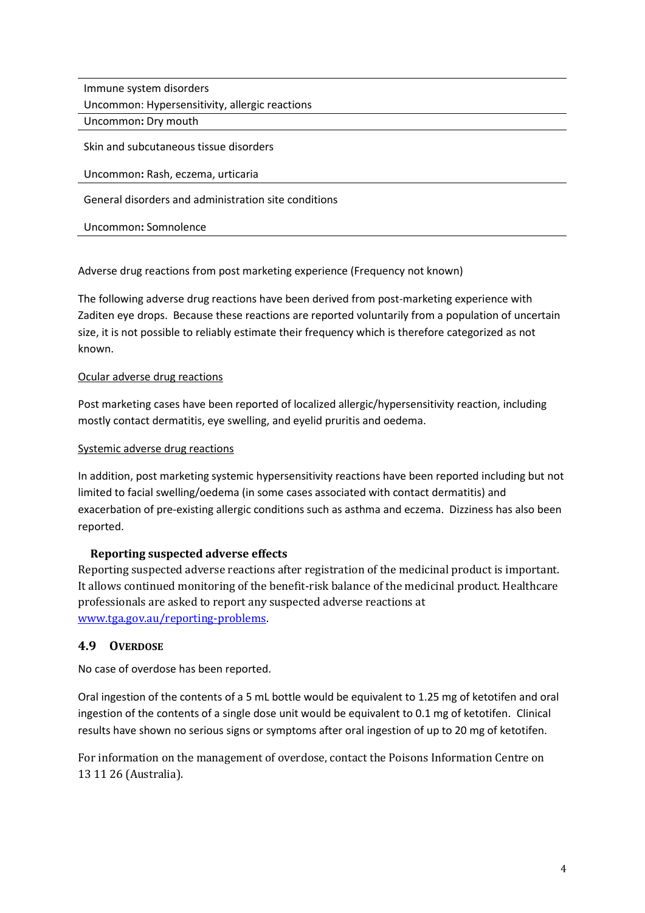| |
|---|
| Immune system disorders<br>Uncommon: Hypersensitivity, allergic reactions |
| Uncommon: Dry mouth |
| Skin and subcutaneous tissue disorders<br><br>Uncommon: Rash, eczema, urticaria |
| General disorders and administration site conditions<br><br>Uncommon: Somnolence |

Adverse drug reactions from post marketing experience (Frequency not known)

The following adverse drug reactions have been derived from post-marketing experience with Zaditen eye drops. Because these reactions are reported voluntarily from a population of uncertain size, it is not possible to reliably estimate their frequency which is therefore categorized as not known.

Ocular adverse drug reactions

Post marketing cases have been reported of localized allergic/hypersensitivity reaction, including mostly contact dermatitis, eye swelling, and eyelid pruritis and oedema.

Systemic adverse drug reactions

In addition, post marketing systemic hypersensitivity reactions have been reported including but not limited to facial swelling/oedema (in some cases associated with contact dermatitis) and exacerbation of pre-existing allergic conditions such as asthma and eczema. Dizziness has also been reported.

**Reporting suspected adverse effects**

Reporting suspected adverse reactions after registration of the medicinal product is important. It allows continued monitoring of the benefit-risk balance of the medicinal product. Healthcare professionals are asked to report any suspected adverse reactions at [www.tga.gov.au/reporting-problems](http://www.tga.gov.au/reporting-problems).

## 4.9 Overdose

No case of overdose has been reported.

Oral ingestion of the contents of a 5 mL bottle would be equivalent to 1.25 mg of ketotifen and oral ingestion of the contents of a single dose unit would be equivalent to 0.1 mg of ketotifen. Clinical results have shown no serious signs or symptoms after oral ingestion of up to 20 mg of ketotifen.

For information on the management of overdose, contact the Poisons Information Centre on 13 11 26 (Australia).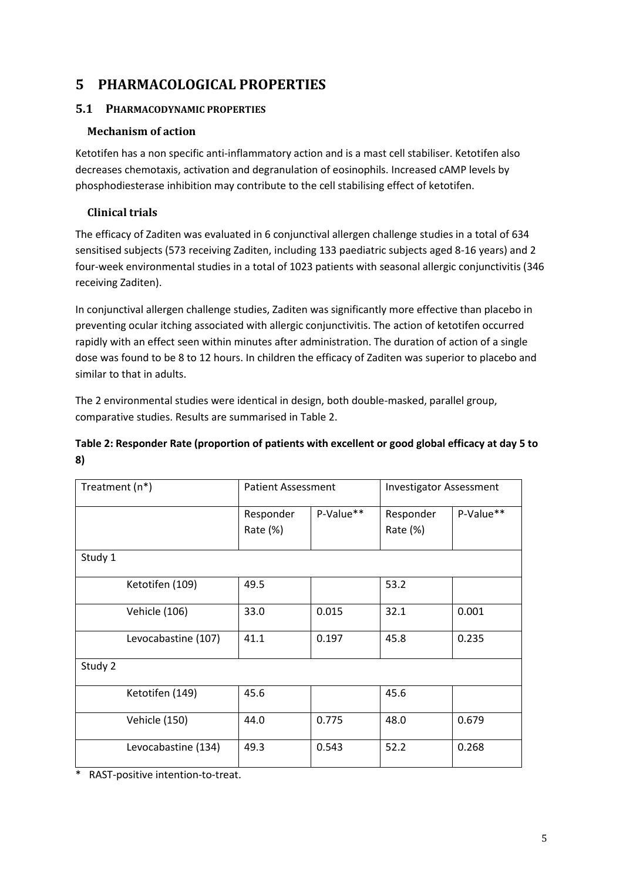# 5 PHARMACOLOGICAL PROPERTIES

## 5.1 PHARMACODYNAMIC PROPERTIES

### Mechanism of action

Ketotifen has a non specific anti-inflammatory action and is a mast cell stabiliser. Ketotifen also decreases chemotaxis, activation and degranulation of eosinophils. Increased cAMP levels by phosphodiesterase inhibition may contribute to the cell stabilising effect of ketotifen.

### Clinical trials

The efficacy of Zaditen was evaluated in 6 conjunctival allergen challenge studies in a total of 634 sensitised subjects (573 receiving Zaditen, including 133 paediatric subjects aged 8-16 years) and 2 four-week environmental studies in a total of 1023 patients with seasonal allergic conjunctivitis (346 receiving Zaditen).

In conjunctival allergen challenge studies, Zaditen was significantly more effective than placebo in preventing ocular itching associated with allergic conjunctivitis. The action of ketotifen occurred rapidly with an effect seen within minutes after administration. The duration of action of a single dose was found to be 8 to 12 hours. In children the efficacy of Zaditen was superior to placebo and similar to that in adults.

The 2 environmental studies were identical in design, both double-masked, parallel group, comparative studies. Results are summarised in Table 2.

**Table 2: Responder Rate (proportion of patients with excellent or good global efficacy at day 5 to 8)**

| Treatment (n*) | Patient Assessment | | Investigator Assessment | |
|---|---|---|---|---|
| | Responder Rate (%) | P-Value** | Responder Rate (%) | P-Value** |
| Study 1 | | | | |
| Ketotifen (109) | 49.5 | | 53.2 | |
| Vehicle (106) | 33.0 | 0.015 | 32.1 | 0.001 |
| Levocabastine (107) | 41.1 | 0.197 | 45.8 | 0.235 |
| Study 2 | | | | |
| Ketotifen (149) | 45.6 | | 45.6 | |
| Vehicle (150) | 44.0 | 0.775 | 48.0 | 0.679 |
| Levocabastine (134) | 49.3 | 0.543 | 52.2 | 0.268 |

\* RAST-positive intention-to-treat.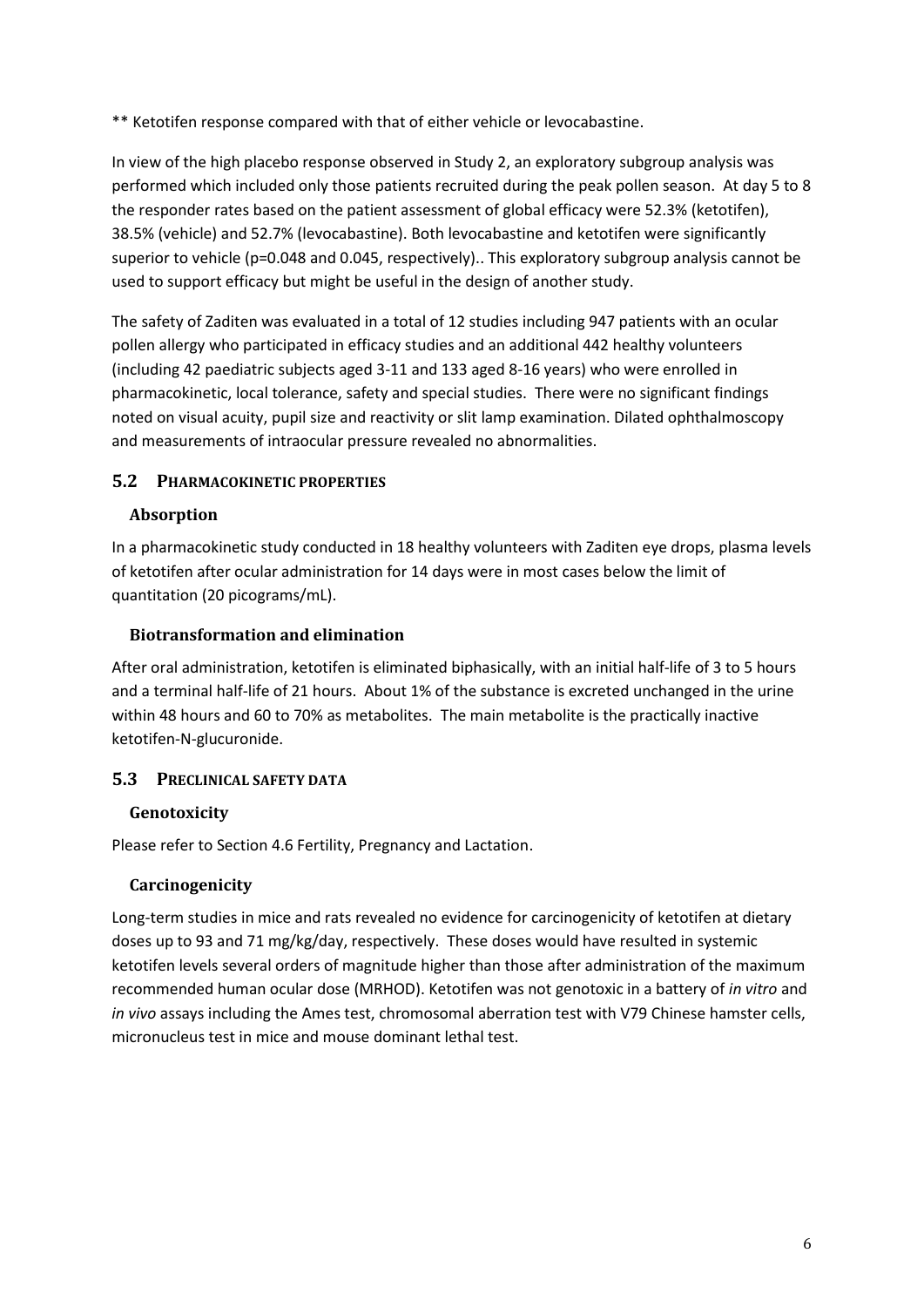** Ketotifen response compared with that of either vehicle or levocabastine.

In view of the high placebo response observed in Study 2, an exploratory subgroup analysis was performed which included only those patients recruited during the peak pollen season. At day 5 to 8 the responder rates based on the patient assessment of global efficacy were 52.3% (ketotifen), 38.5% (vehicle) and 52.7% (levocabastine). Both levocabastine and ketotifen were significantly superior to vehicle (p=0.048 and 0.045, respectively).. This exploratory subgroup analysis cannot be used to support efficacy but might be useful in the design of another study.

The safety of Zaditen was evaluated in a total of 12 studies including 947 patients with an ocular pollen allergy who participated in efficacy studies and an additional 442 healthy volunteers (including 42 paediatric subjects aged 3-11 and 133 aged 8-16 years) who were enrolled in pharmacokinetic, local tolerance, safety and special studies. There were no significant findings noted on visual acuity, pupil size and reactivity or slit lamp examination. Dilated ophthalmoscopy and measurements of intraocular pressure revealed no abnormalities.

## 5.2 PHARMACOKINETIC PROPERTIES

### Absorption

In a pharmacokinetic study conducted in 18 healthy volunteers with Zaditen eye drops, plasma levels of ketotifen after ocular administration for 14 days were in most cases below the limit of quantitation (20 picograms/mL).

### Biotransformation and elimination

After oral administration, ketotifen is eliminated biphasically, with an initial half-life of 3 to 5 hours and a terminal half-life of 21 hours. About 1% of the substance is excreted unchanged in the urine within 48 hours and 60 to 70% as metabolites. The main metabolite is the practically inactive ketotifen-N-glucuronide.

## 5.3 PRECLINICAL SAFETY DATA

### Genotoxicity

Please refer to Section 4.6 Fertility, Pregnancy and Lactation.

### Carcinogenicity

Long-term studies in mice and rats revealed no evidence for carcinogenicity of ketotifen at dietary doses up to 93 and 71 mg/kg/day, respectively. These doses would have resulted in systemic ketotifen levels several orders of magnitude higher than those after administration of the maximum recommended human ocular dose (MRHOD). Ketotifen was not genotoxic in a battery of *in vitro* and *in vivo* assays including the Ames test, chromosomal aberration test with V79 Chinese hamster cells, micronucleus test in mice and mouse dominant lethal test.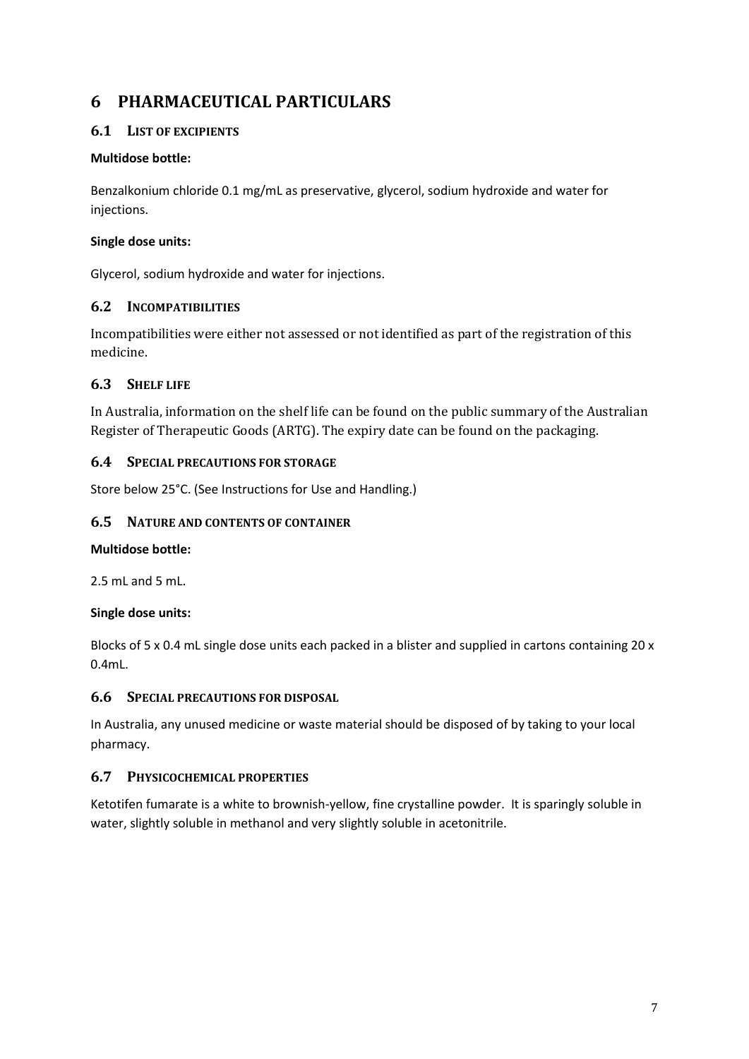# 6 PHARMACEUTICAL PARTICULARS

## 6.1 LIST OF EXCIPIENTS

**Multidose bottle:**

Benzalkonium chloride 0.1 mg/mL as preservative, glycerol, sodium hydroxide and water for injections.

**Single dose units:**

Glycerol, sodium hydroxide and water for injections.

## 6.2 INCOMPATIBILITIES

Incompatibilities were either not assessed or not identified as part of the registration of this medicine.

## 6.3 SHELF LIFE

In Australia, information on the shelf life can be found on the public summary of the Australian Register of Therapeutic Goods (ARTG). The expiry date can be found on the packaging.

## 6.4 SPECIAL PRECAUTIONS FOR STORAGE

Store below 25°C. (See Instructions for Use and Handling.)

## 6.5 NATURE AND CONTENTS OF CONTAINER

**Multidose bottle:**

2.5 mL and 5 mL.

**Single dose units:**

Blocks of 5 x 0.4 mL single dose units each packed in a blister and supplied in cartons containing 20 x 0.4mL.

## 6.6 SPECIAL PRECAUTIONS FOR DISPOSAL

In Australia, any unused medicine or waste material should be disposed of by taking to your local pharmacy.

## 6.7 PHYSICOCHEMICAL PROPERTIES

Ketotifen fumarate is a white to brownish-yellow, fine crystalline powder. It is sparingly soluble in water, slightly soluble in methanol and very slightly soluble in acetonitrile.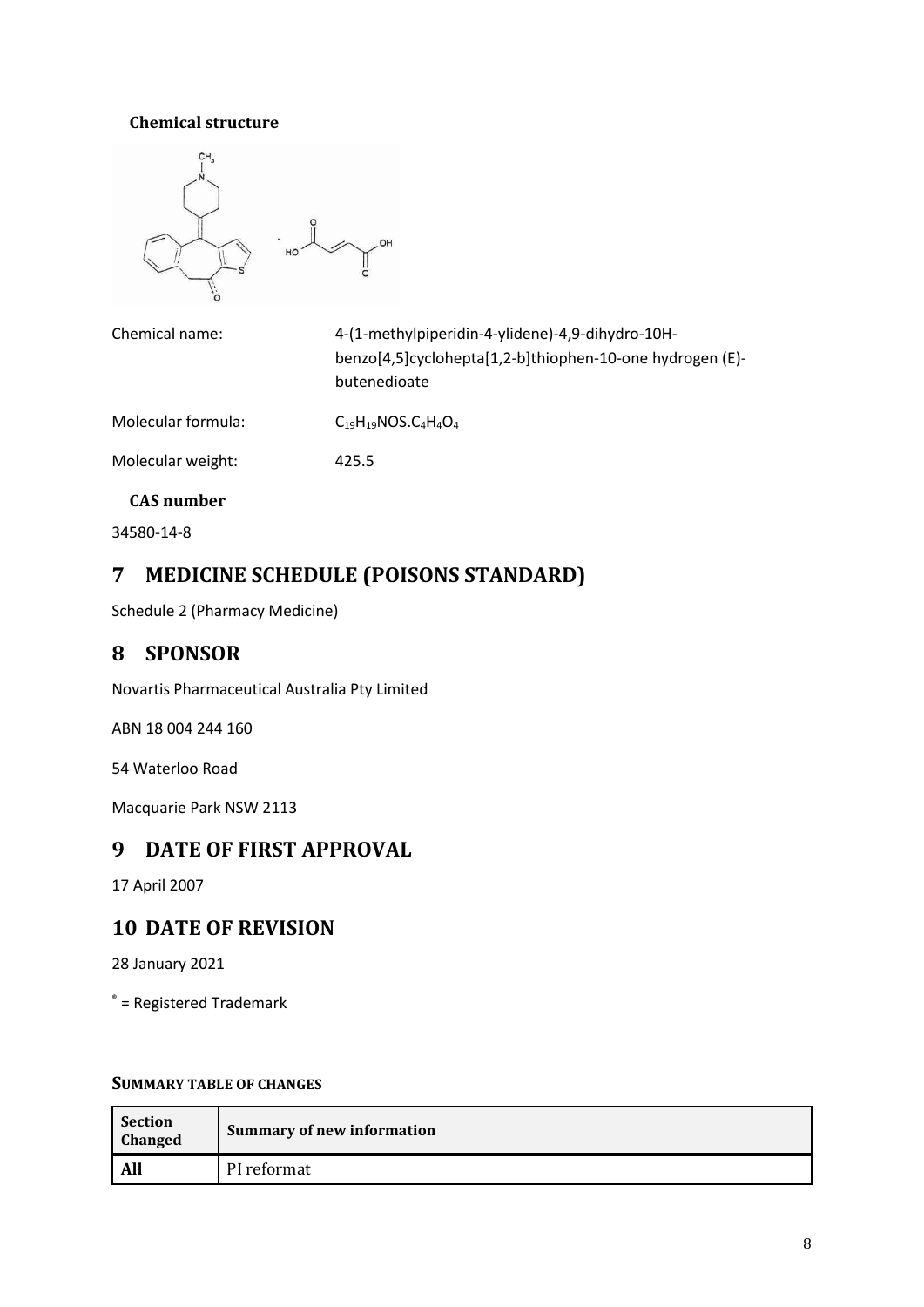**Chemical structure**

| Chemical name: | 4-(1-methylpiperidin-4-ylidene)-4,9-dihydro-10H-benzo[4,5]cyclohepta[1,2-b]thiophen-10-one hydrogen (E)-butenedioate |
|---|---|
| Molecular formula: | $C_{19}H_{19}NOS.C_4H_4O_4$ |
| Molecular weight: | 425.5 |

**CAS number**

34580-14-8

## 7 MEDICINE SCHEDULE (POISONS STANDARD)

Schedule 2 (Pharmacy Medicine)

## 8 SPONSOR

Novartis Pharmaceutical Australia Pty Limited

ABN 18 004 244 160

54 Waterloo Road

Macquarie Park NSW 2113

## 9 DATE OF FIRST APPROVAL

17 April 2007

## 10 DATE OF REVISION

28 January 2021

® = Registered Trademark

**SUMMARY TABLE OF CHANGES**

| Section Changed | Summary of new information |
|---|---|
| **All** | PI reformat |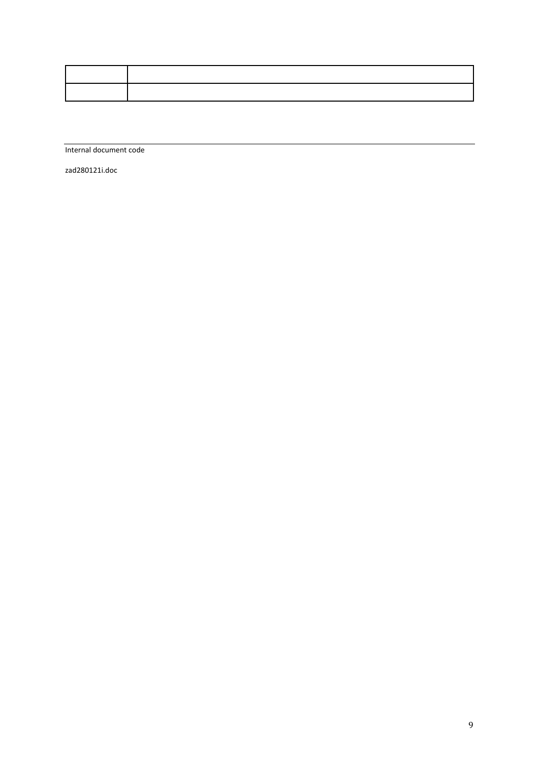| | |
|---|---|
| | |
| | |

---

Internal document code

zad280121i.doc